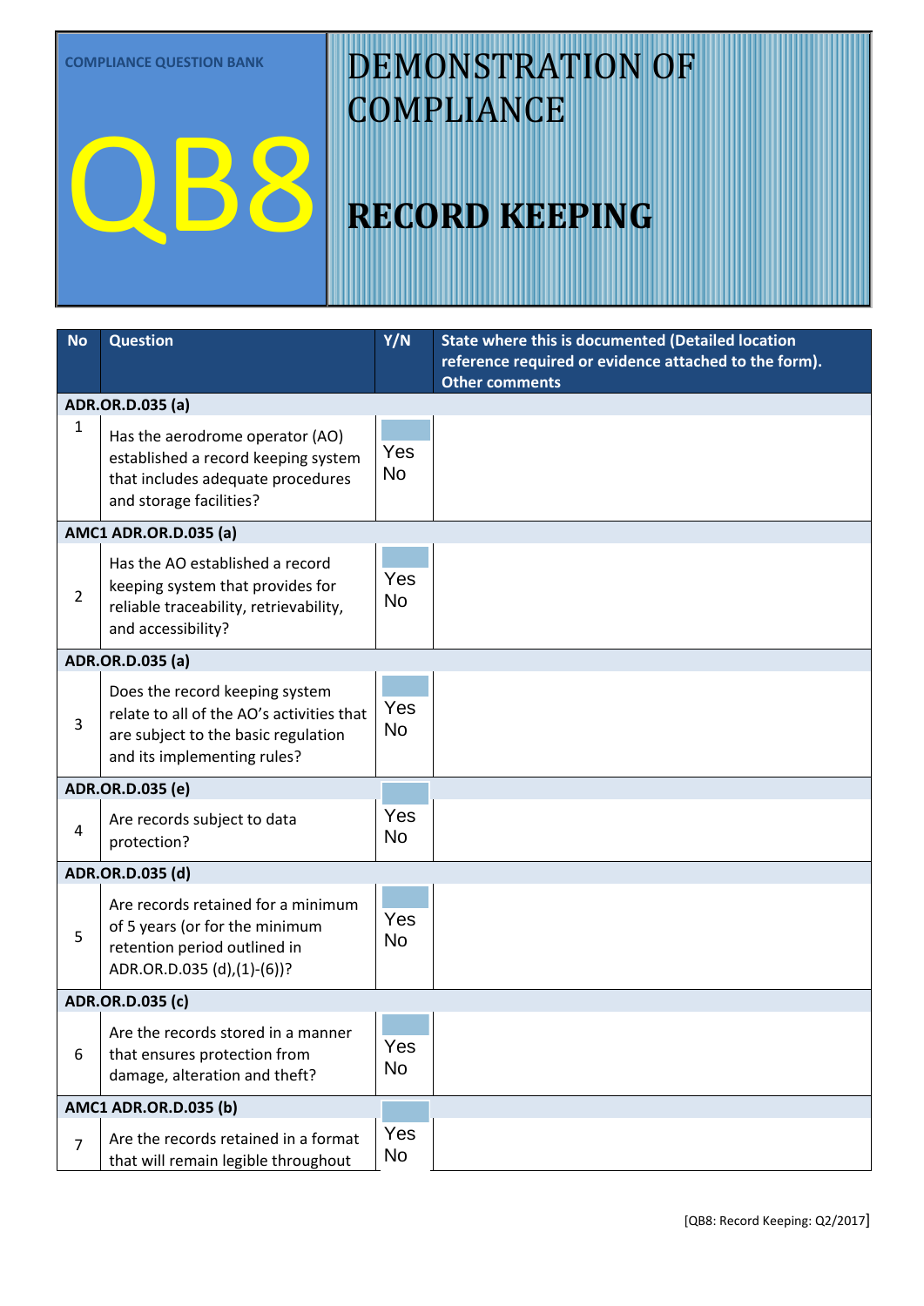COMPLIANCE QUESTION BANK

# QB8

# DEMONSTRATION OF COMPLIANCE

# RECORD KEEPING

| No | Question | Y/N | State where this is documented (Detailed location reference required or evidence attached to the form). Other comments |
|---|---|---|---|
| **ADR.OR.D.035 (a)** | | | |
| 1 | Has the aerodrome operator (AO) established a record keeping system that includes adequate procedures and storage facilities? | Yes No | |
| **AMC1 ADR.OR.D.035 (a)** | | | |
| 2 | Has the AO established a record keeping system that provides for reliable traceability, retrievability, and accessibility? | Yes No | |
| **ADR.OR.D.035 (a)** | | | |
| 3 | Does the record keeping system relate to all of the AO's activities that are subject to the basic regulation and its implementing rules? | Yes No | |
| **ADR.OR.D.035 (e)** | | | |
| 4 | Are records subject to data protection? | Yes No | |
| **ADR.OR.D.035 (d)** | | | |
| 5 | Are records retained for a minimum of 5 years (or for the minimum retention period outlined in ADR.OR.D.035 (d),(1)-(6))? | Yes No | |
| **ADR.OR.D.035 (c)** | | | |
| 6 | Are the records stored in a manner that ensures protection from damage, alteration and theft? | Yes No | |
| **AMC1 ADR.OR.D.035 (b)** | | | |
| 7 | Are the records retained in a format that will remain legible throughout | Yes No | |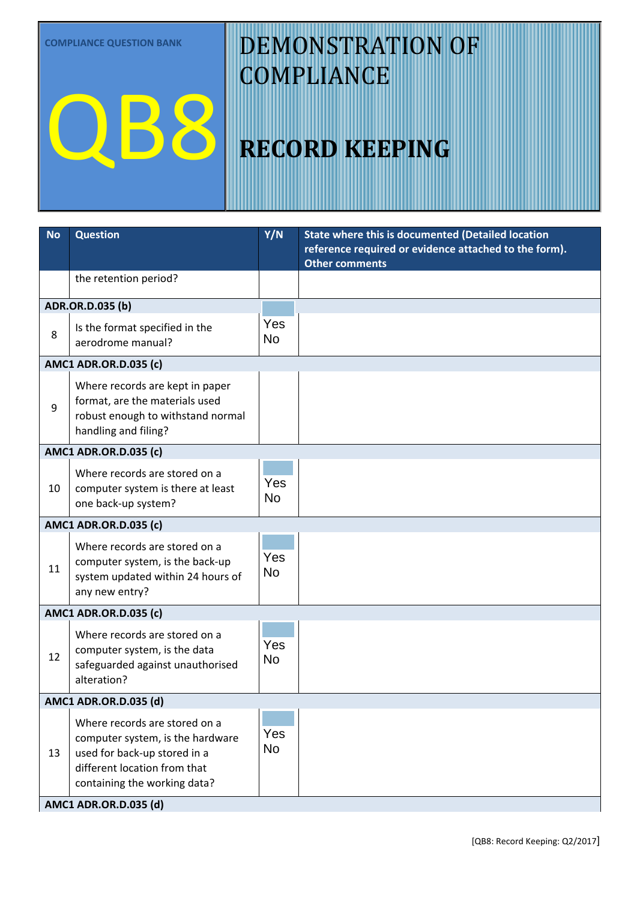COMPLIANCE QUESTION BANK

# QB8

# DEMONSTRATION OF COMPLIANCE

# RECORD KEEPING

| No | Question | Y/N | State where this is documented (Detailed location reference required or evidence attached to the form). Other comments |
|---|---|---|---|
| | the retention period? | | |
| **ADR.OR.D.035 (b)** | | | |
| 8 | Is the format specified in the aerodrome manual? | Yes No | |
| **AMC1 ADR.OR.D.035 (c)** | | | |
| 9 | Where records are kept in paper format, are the materials used robust enough to withstand normal handling and filing? | | |
| **AMC1 ADR.OR.D.035 (c)** | | | |
| 10 | Where records are stored on a computer system is there at least one back-up system? | Yes No | |
| **AMC1 ADR.OR.D.035 (c)** | | | |
| 11 | Where records are stored on a computer system, is the back-up system updated within 24 hours of any new entry? | Yes No | |
| **AMC1 ADR.OR.D.035 (c)** | | | |
| 12 | Where records are stored on a computer system, is the data safeguarded against unauthorised alteration? | Yes No | |
| **AMC1 ADR.OR.D.035 (d)** | | | |
| 13 | Where records are stored on a computer system, is the hardware used for back-up stored in a different location from that containing the working data? | Yes No | |
| **AMC1 ADR.OR.D.035 (d)** | | | |

[QB8: Record Keeping: Q2/2017]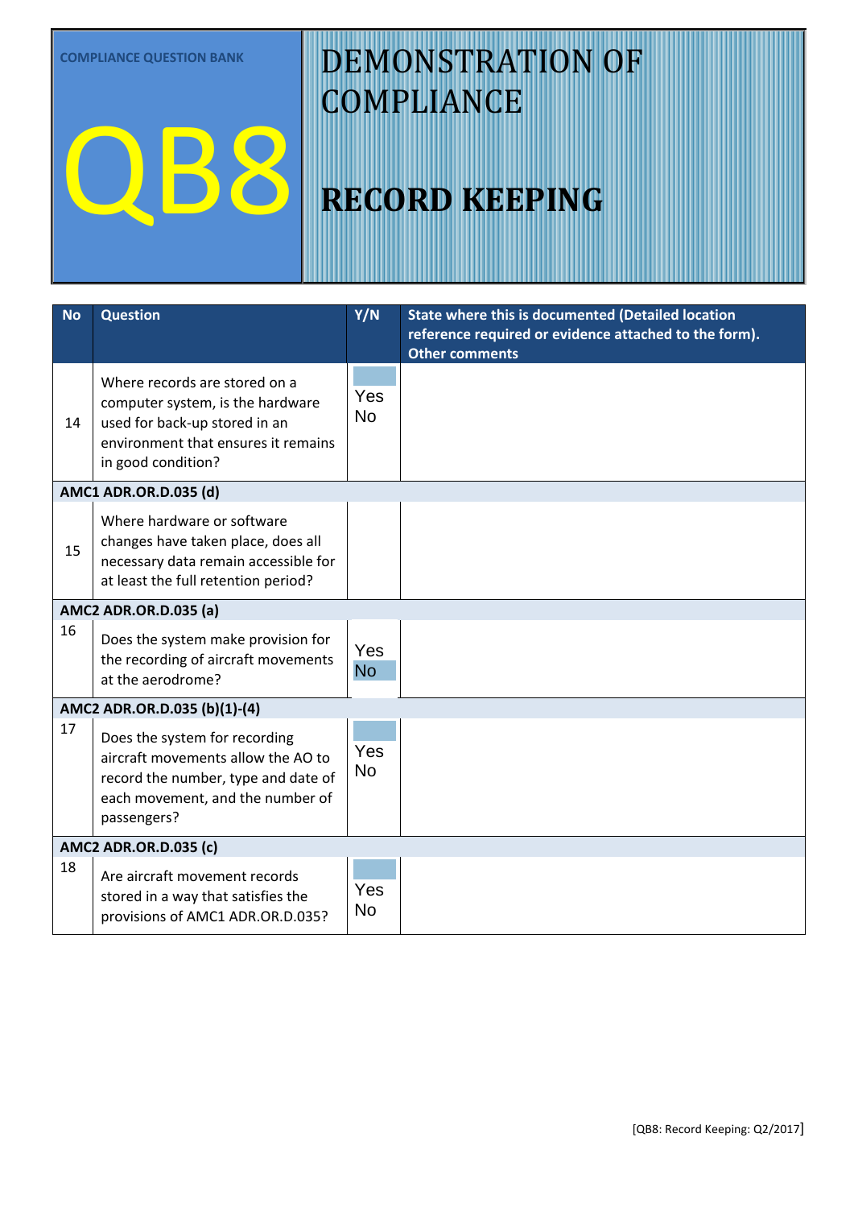COMPLIANCE QUESTION BANK

# QB8

# DEMONSTRATION OF COMPLIANCE

# RECORD KEEPING

| No | Question | Y/N | State where this is documented (Detailed location reference required or evidence attached to the form). Other comments |
|---|---|---|---|
| 14 | Where records are stored on a computer system, is the hardware used for back-up stored in an environment that ensures it remains in good condition? | Yes No | |
| **AMC1 ADR.OR.D.035 (d)** | | | |
| 15 | Where hardware or software changes have taken place, does all necessary data remain accessible for at least the full retention period? | | |
| **AMC2 ADR.OR.D.035 (a)** | | | |
| 16 | Does the system make provision for the recording of aircraft movements at the aerodrome? | Yes No | |
| **AMC2 ADR.OR.D.035 (b)(1)-(4)** | | | |
| 17 | Does the system for recording aircraft movements allow the AO to record the number, type and date of each movement, and the number of passengers? | Yes No | |
| **AMC2 ADR.OR.D.035 (c)** | | | |
| 18 | Are aircraft movement records stored in a way that satisfies the provisions of AMC1 ADR.OR.D.035? | Yes No | |

[QB8: Record Keeping: Q2/2017]